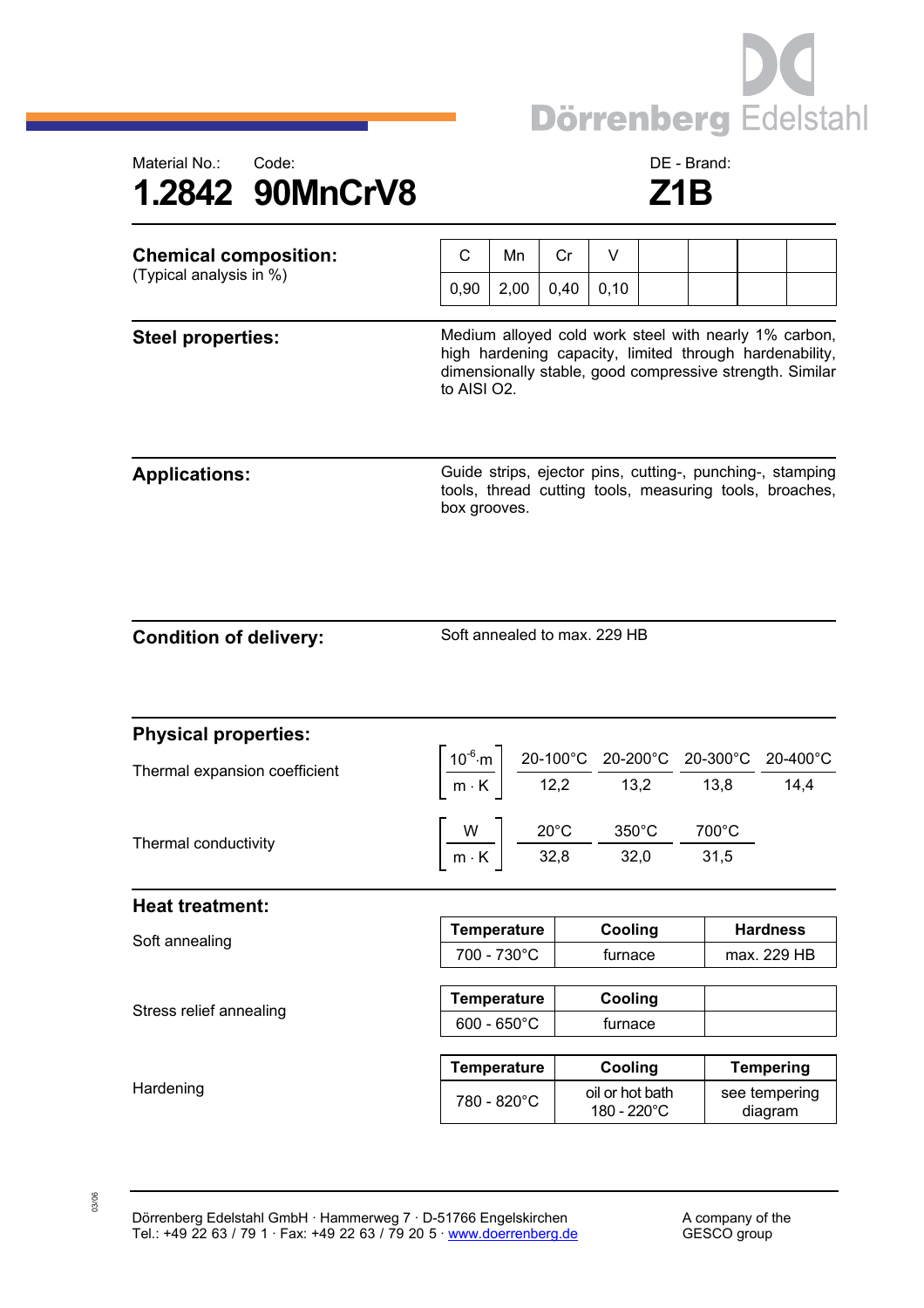Dörrenberg Edelstahl

Material No.: 1.2842

Code: 90MnCrV8

DE - Brand: Z1B

## Chemical composition:

(Typical analysis in %)

| C | Mn | Cr | V |
|---|---|---|---|
| 0,90 | 2,00 | 0,40 | 0,10 |

## Steel properties:

Medium alloyed cold work steel with nearly 1% carbon, high hardening capacity, limited through hardenability, dimensionally stable, good compressive strength. Similar to AISI O2.

## Applications:

Guide strips, ejector pins, cutting-, punching-, stamping tools, thread cutting tools, measuring tools, broaches, box grooves.

## Condition of delivery:

Soft annealed to max. 229 HB

## Physical properties:

Thermal expansion coefficient

| $\left[\frac{10^{-6} \cdot m}{m \cdot K}\right]$ | 20-100°C | 20-200°C | 20-300°C | 20-400°C |
|---|---|---|---|---|
| | 12,2 | 13,2 | 13,8 | 14,4 |

Thermal conductivity

| $\left[\frac{W}{m \cdot K}\right]$ | 20°C | 350°C | 700°C |
|---|---|---|---|
| | 32,8 | 32,0 | 31,5 |

## Heat treatment:

Soft annealing

| Temperature | Cooling | Hardness |
|---|---|---|
| 700 - 730°C | furnace | max. 229 HB |

Stress relief annealing

| Temperature | Cooling |
|---|---|
| 600 - 650°C | furnace |

Hardening

| Temperature | Cooling | Tempering |
|---|---|---|
| 780 - 820°C | oil or hot bath 180 - 220°C | see tempering diagram |

03/06

Dörrenberg Edelstahl GmbH · Hammerweg 7 · D-51766 Engelskirchen
Tel.: +49 22 63 / 79 1 · Fax: +49 22 63 / 79 20 5 · www.doerrenberg.de

A company of the GESCO group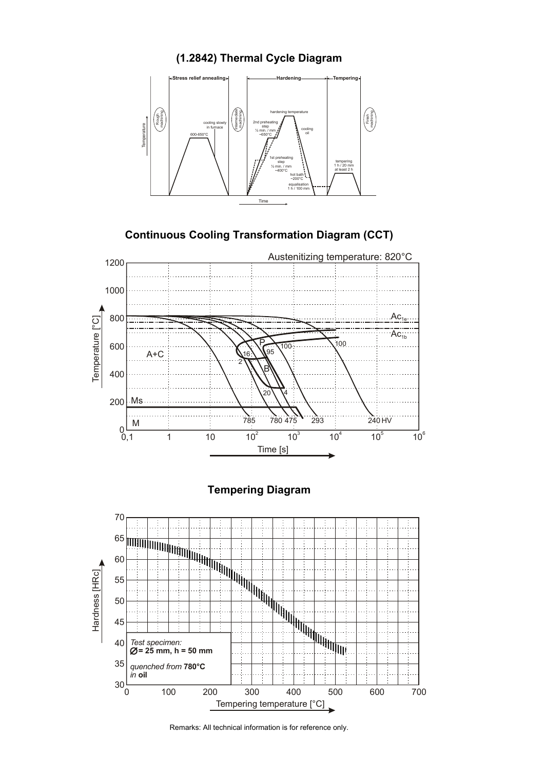## (1.2842) Thermal Cycle Diagram

Stress relief annealing

Hardening

Tempering

Rough machining

Intermediate machining

Finish machining

Temperature

Time

600-650°C

cooling slowly in furnace

hardening temperature

2nd preheating step ½ min. / mm ~650°C

1st preheating step ½ min. / mm ~400°C

cooling oil

hot bath ~200°C

equalisation 1 h / 100 mm

tempering 1 h / 20 mm at least 2 h

## Continuous Cooling Transformation Diagram (CCT)

Austenitizing temperature: 820°C

Temperature [°C]

Time [s]

1200

1000

800

600

400

200

0

0,1

1

10

$10^2$

$10^3$

$10^4$

$10^5$

$10^6$

$Ac_{1e}$

$Ac_{1b}$

A+C

P

B

Ms

M

2

16

95

100

100

20

4

785

780

475

293

240 HV

## Tempering Diagram

Hardness [HRc]

Tempering temperature [°C]

70

65

60

55

50

45

40

35

30

0

100

200

300

400

500

600

700

*Test specimen:*
**∅= 25 mm, h = 50 mm**

*quenched from* **780°C**
*in* **oil**

Remarks: All technical information is for reference only.